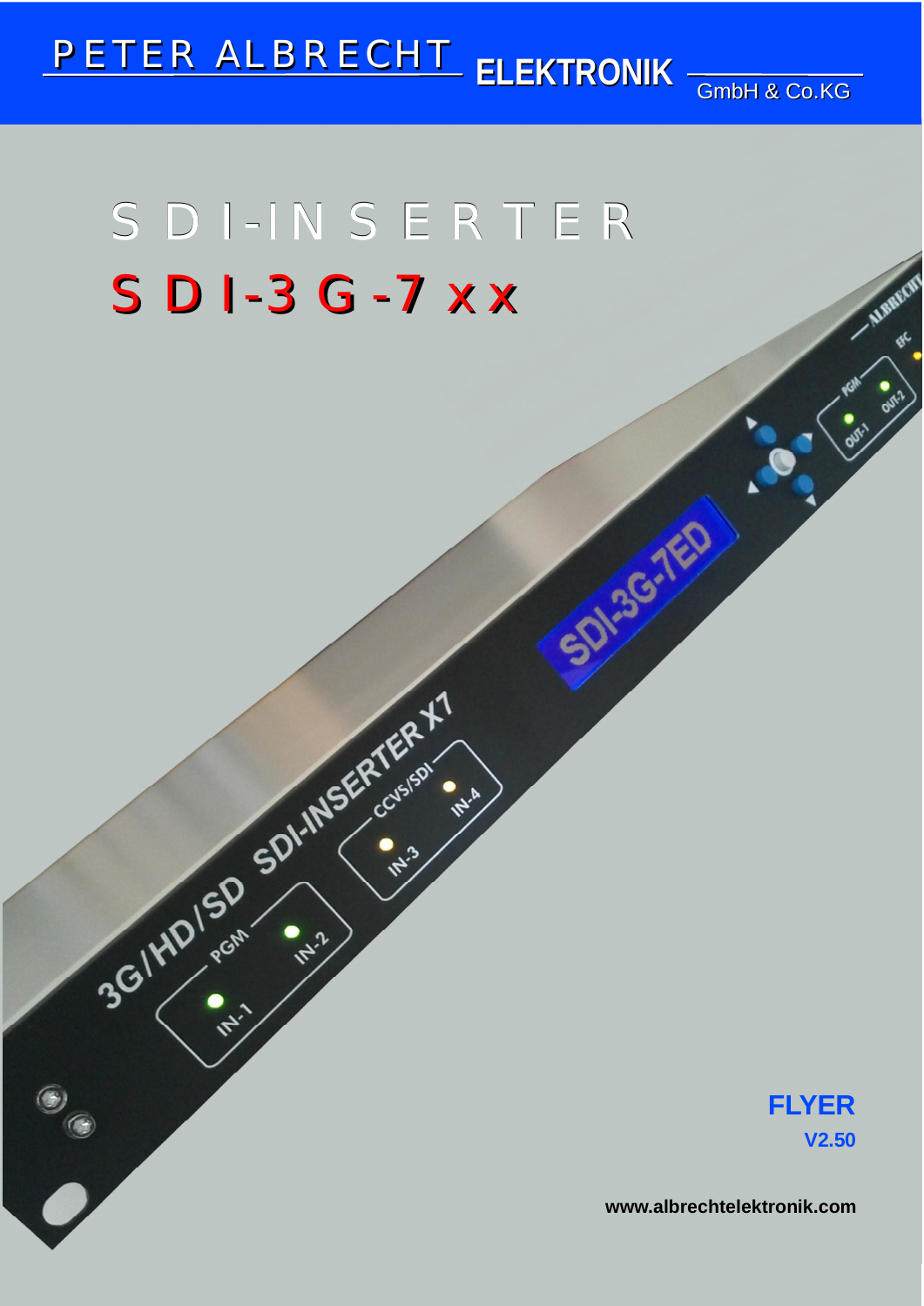PETER ALBRECHT **ELEKTRONIK** GmbH & Co.KG

# SDI-INSERTER

# SDI-3G-7xx

**FLYER**

**V2.50**

**www.albrechtelektronik.com**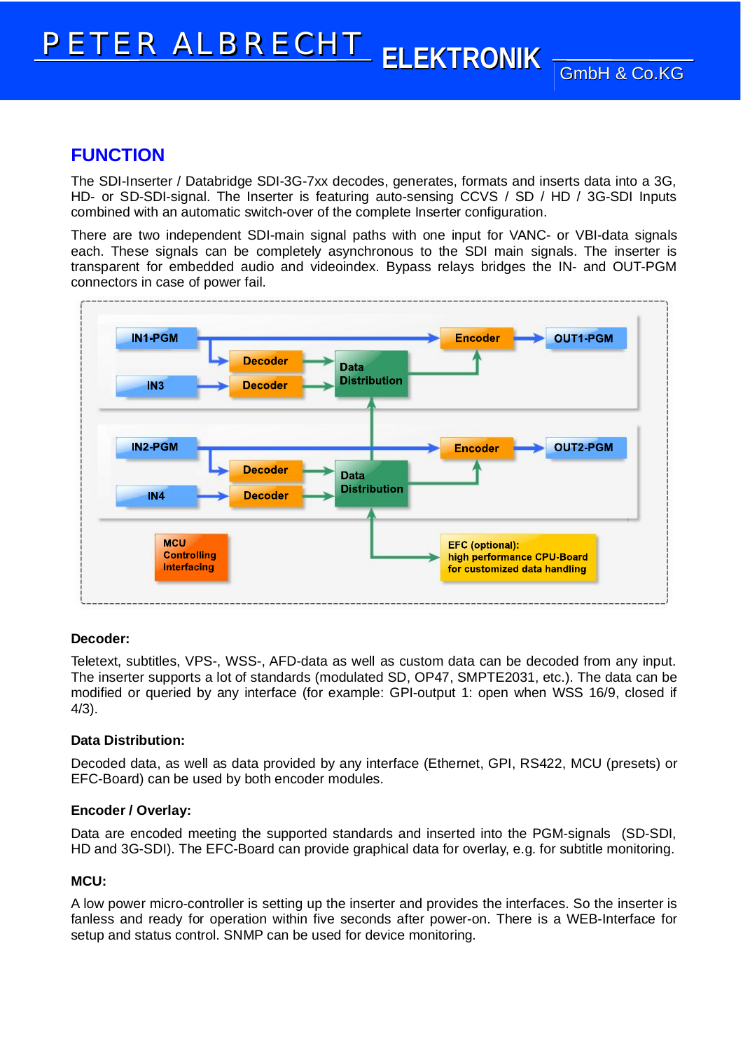## FUNCTION

The SDI-Inserter / Databridge SDI-3G-7xx decodes, generates, formats and inserts data into a 3G, HD- or SD-SDI-signal. The Inserter is featuring auto-sensing CCVS / SD / HD / 3G-SDI Inputs combined with an automatic switch-over of the complete Inserter configuration.

There are two independent SDI-main signal paths with one input for VANC- or VBI-data signals each. These signals can be completely asynchronous to the SDI main signals. The inserter is transparent for embedded audio and videoindex. Bypass relays bridges the IN- and OUT-PGM connectors in case of power fail.

IN1-PGM → Encoder → OUT1-PGM
IN1-PGM → Decoder → Data Distribution
IN3 → Decoder → Data Distribution → Encoder

IN2-PGM → Encoder → OUT2-PGM
IN2-PGM → Decoder → Data Distribution
IN4 → Decoder → Data Distribution → Encoder

MCU Controlling Interfacing

EFC (optional): high performance CPU-Board for customized data handling

**Decoder:**

Teletext, subtitles, VPS-, WSS-, AFD-data as well as custom data can be decoded from any input. The inserter supports a lot of standards (modulated SD, OP47, SMPTE2031, etc.). The data can be modified or queried by any interface (for example: GPI-output 1: open when WSS 16/9, closed if 4/3).

**Data Distribution:**

Decoded data, as well as data provided by any interface (Ethernet, GPI, RS422, MCU (presets) or EFC-Board) can be used by both encoder modules.

**Encoder / Overlay:**

Data are encoded meeting the supported standards and inserted into the PGM-signals (SD-SDI, HD and 3G-SDI). The EFC-Board can provide graphical data for overlay, e.g. for subtitle monitoring.

**MCU:**

A low power micro-controller is setting up the inserter and provides the interfaces. So the inserter is fanless and ready for operation within five seconds after power-on. There is a WEB-Interface for setup and status control. SNMP can be used for device monitoring.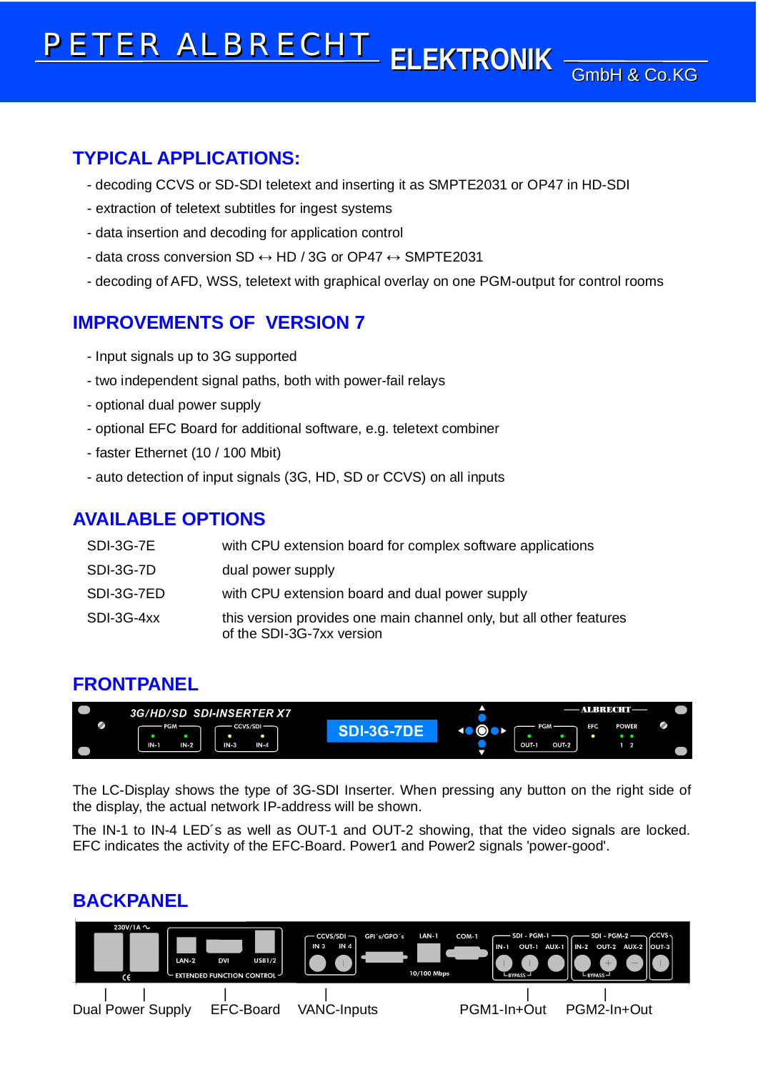## TYPICAL APPLICATIONS:

- decoding CCVS or SD-SDI teletext and inserting it as SMPTE2031 or OP47 in HD-SDI
- extraction of teletext subtitles for ingest systems
- data insertion and decoding for application control
- data cross conversion SD ↔ HD / 3G or OP47 ↔ SMPTE2031
- decoding of AFD, WSS, teletext with graphical overlay on one PGM-output for control rooms

## IMPROVEMENTS OF VERSION 7

- Input signals up to 3G supported
- two independent signal paths, both with power-fail relays
- optional dual power supply
- optional EFC Board for additional software, e.g. teletext combiner
- faster Ethernet (10 / 100 Mbit)
- auto detection of input signals (3G, HD, SD or CCVS) on all inputs

## AVAILABLE OPTIONS

| | |
|---|---|
| SDI-3G-7E | with CPU extension board for complex software applications |
| SDI-3G-7D | dual power supply |
| SDI-3G-7ED | with CPU extension board and dual power supply |
| SDI-3G-4xx | this version provides one main channel only, but all other features of the SDI-3G-7xx version |

## FRONTPANEL

The LC-Display shows the type of 3G-SDI Inserter. When pressing any button on the right side of the display, the actual network IP-address will be shown.

The IN-1 to IN-4 LED´s as well as OUT-1 and OUT-2 showing, that the video signals are locked. EFC indicates the activity of the EFC-Board. Power1 and Power2 signals 'power-good'.

## BACKPANEL

Dual Power Supply | EFC-Board | VANC-Inputs | PGM1-In+Out | PGM2-In+Out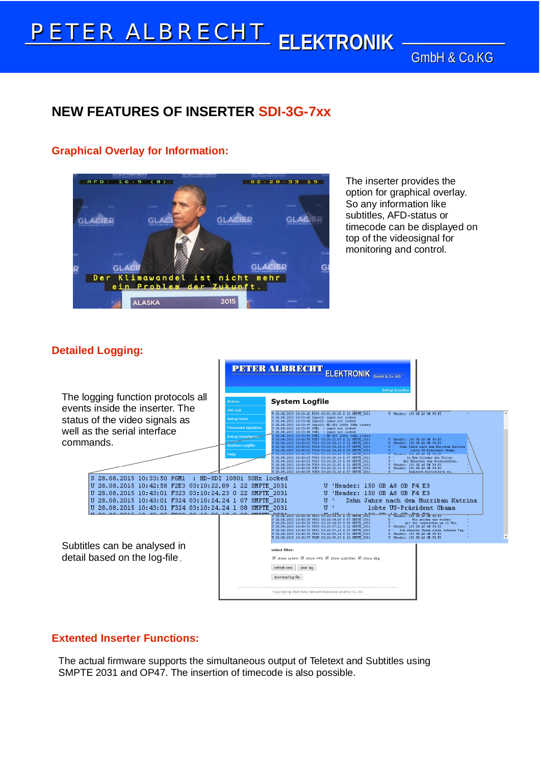# NEW FEATURES OF INSERTER SDI-3G-7xx

## Graphical Overlay for Information:

The inserter provides the option for graphical overlay. So any information like subtitles, AFD-status or timecode can be displayed on top of the videosignal for monitoring and control.

## Detailed Logging:

The logging function protocols all events inside the inserter. The status of the video signals as well as the serial interface commands.

Subtitles can be analysed in detail based on the log-file.

## Extented Inserter Functions:

The actual firmware supports the simultaneous output of Teletext and Subtitles using SMPTE 2031 and OP47. The insertion of timecode is also possible.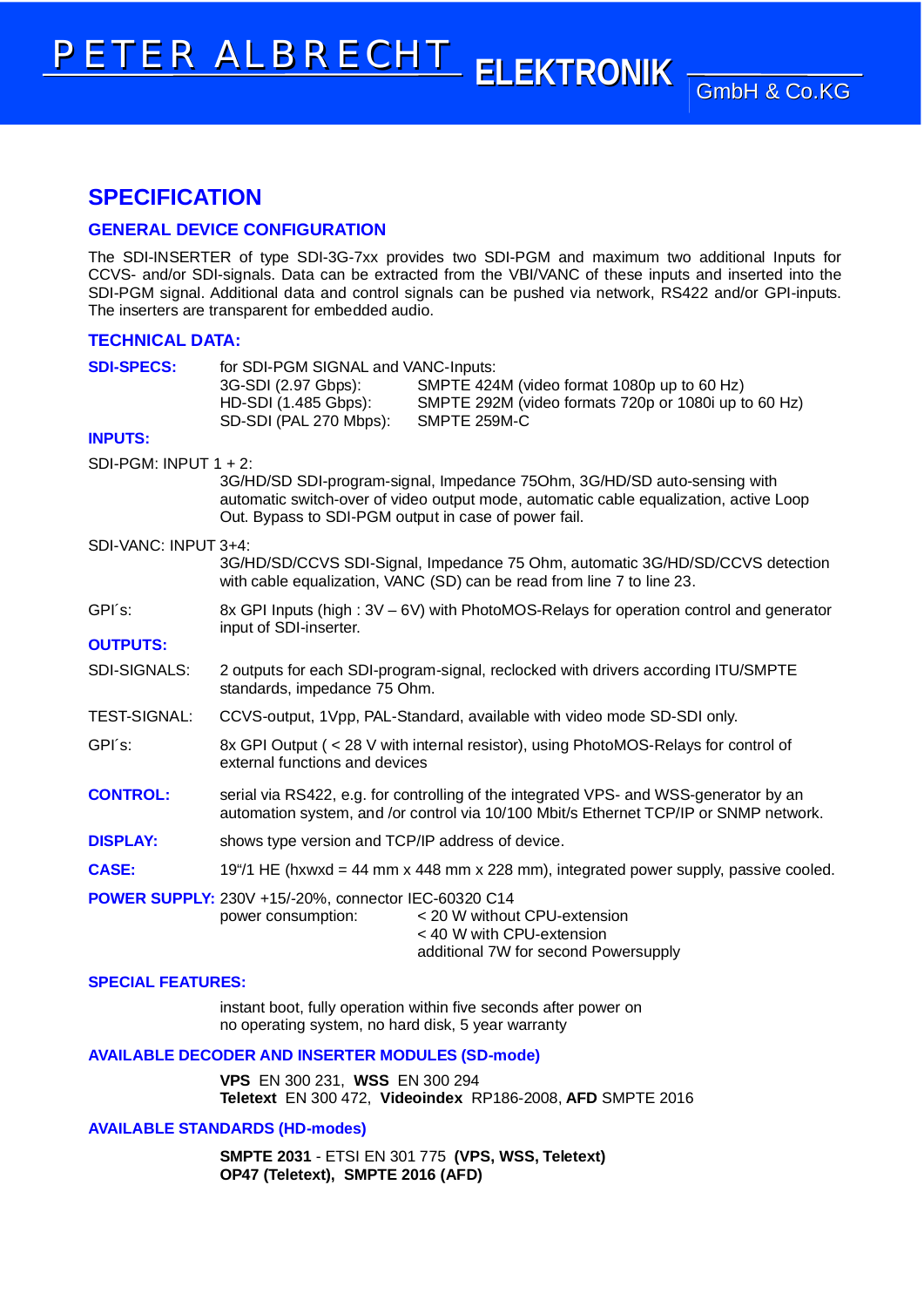PETER ALBRECHT **ELEKTRONIK** GmbH & Co.KG

# SPECIFICATION

## GENERAL DEVICE CONFIGURATION

The SDI-INSERTER of type SDI-3G-7xx provides two SDI-PGM and maximum two additional Inputs for CCVS- and/or SDI-signals. Data can be extracted from the VBI/VANC of these inputs and inserted into the SDI-PGM signal. Additional data and control signals can be pushed via network, RS422 and/or GPI-inputs. The inserters are transparent for embedded audio.

## TECHNICAL DATA:

**SDI-SPECS:** for SDI-PGM SIGNAL and VANC-Inputs:

| | |
|---|---|
| 3G-SDI (2.97 Gbps): | SMPTE 424M (video format 1080p up to 60 Hz) |
| HD-SDI (1.485 Gbps): | SMPTE 292M (video formats 720p or 1080i up to 60 Hz) |
| SD-SDI (PAL 270 Mbps): | SMPTE 259M-C |

**INPUTS:**

SDI-PGM: INPUT 1 + 2:
3G/HD/SD SDI-program-signal, Impedance 75Ohm, 3G/HD/SD auto-sensing with automatic switch-over of video output mode, automatic cable equalization, active Loop Out. Bypass to SDI-PGM output in case of power fail.

SDI-VANC: INPUT 3+4:
3G/HD/SD/CCVS SDI-Signal, Impedance 75 Ohm, automatic 3G/HD/SD/CCVS detection with cable equalization, VANC (SD) can be read from line 7 to line 23.

GPI´s: 8x GPI Inputs (high : 3V – 6V) with PhotoMOS-Relays for operation control and generator input of SDI-inserter.

**OUTPUTS:**

SDI-SIGNALS: 2 outputs for each SDI-program-signal, reclocked with drivers according ITU/SMPTE standards, impedance 75 Ohm.

TEST-SIGNAL: CCVS-output, 1Vpp, PAL-Standard, available with video mode SD-SDI only.

GPI´s: 8x GPI Output ( < 28 V with internal resistor), using PhotoMOS-Relays for control of external functions and devices

**CONTROL:** serial via RS422, e.g. for controlling of the integrated VPS- and WSS-generator by an automation system, and /or control via 10/100 Mbit/s Ethernet TCP/IP or SNMP network.

**DISPLAY:** shows type version and TCP/IP address of device.

**CASE:** 19"/1 HE (hxwxd = 44 mm x 448 mm x 228 mm), integrated power supply, passive cooled.

**POWER SUPPLY:** 230V +15/-20%, connector IEC-60320 C14

| | |
|---|---|
| power consumption: | < 20 W without CPU-extension |
| | < 40 W with CPU-extension |
| | additional 7W for second Powersupply |

## SPECIAL FEATURES:

instant boot, fully operation within five seconds after power on
no operating system, no hard disk, 5 year warranty

## AVAILABLE DECODER AND INSERTER MODULES (SD-mode)

**VPS** EN 300 231, **WSS** EN 300 294
**Teletext** EN 300 472, **Videoindex** RP186-2008, **AFD** SMPTE 2016

## AVAILABLE STANDARDS (HD-modes)

**SMPTE 2031** - ETSI EN 301 775 **(VPS, WSS, Teletext)**
**OP47 (Teletext), SMPTE 2016 (AFD)**